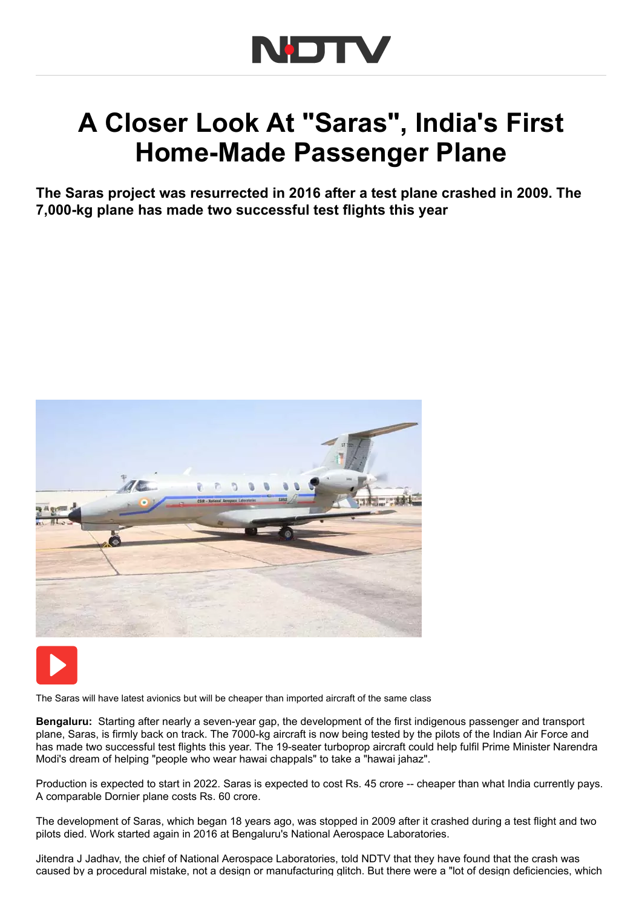# A Closer Look At "Saras", India's First Home-Made Passenger Plane

**The Saras project was resurrected in 2016 after a test plane crashed in 2009. The 7,000-kg plane has made two successful test flights this year**

The Saras will have latest avionics but will be cheaper than imported aircraft of the same class

**Bengaluru:** Starting after nearly a seven-year gap, the development of the first indigenous passenger and transport plane, Saras, is firmly back on track. The 7000-kg aircraft is now being tested by the pilots of the Indian Air Force and has made two successful test flights this year. The 19-seater turboprop aircraft could help fulfil Prime Minister Narendra Modi's dream of helping "people who wear hawai chappals" to take a "hawai jahaz".

Production is expected to start in 2022. Saras is expected to cost Rs. 45 crore -- cheaper than what India currently pays. A comparable Dornier plane costs Rs. 60 crore.

The development of Saras, which began 18 years ago, was stopped in 2009 after it crashed during a test flight and two pilots died. Work started again in 2016 at Bengaluru's National Aerospace Laboratories.

Jitendra J Jadhav, the chief of National Aerospace Laboratories, told NDTV that they have found that the crash was caused by a procedural mistake, not a design or manufacturing glitch. But there were a "lot of design deficiencies, which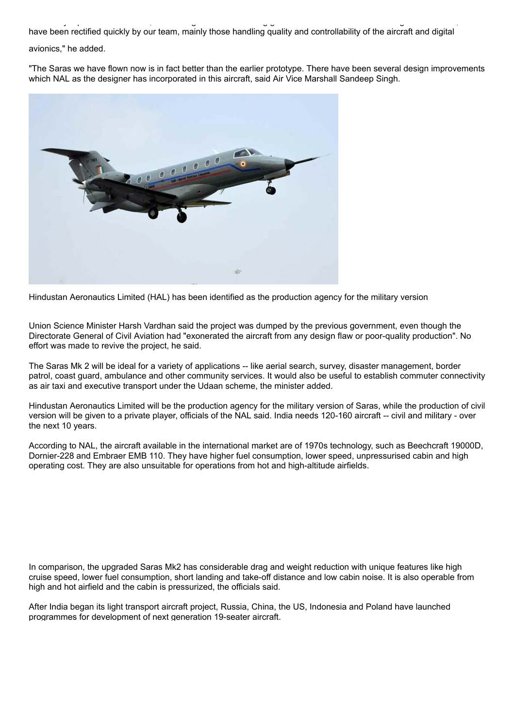have been rectified quickly by our team, mainly those handling quality and controllability of the aircraft and digital avionics," he added.

"The Saras we have flown now is in fact better than the earlier prototype. There have been several design improvements which NAL as the designer has incorporated in this aircraft, said Air Vice Marshall Sandeep Singh.

Hindustan Aeronautics Limited (HAL) has been identified as the production agency for the military version

Union Science Minister Harsh Vardhan said the project was dumped by the previous government, even though the Directorate General of Civil Aviation had "exonerated the aircraft from any design flaw or poor-quality production". No effort was made to revive the project, he said.

The Saras Mk 2 will be ideal for a variety of applications -- like aerial search, survey, disaster management, border patrol, coast guard, ambulance and other community services. It would also be useful to establish commuter connectivity as air taxi and executive transport under the Udaan scheme, the minister added.

Hindustan Aeronautics Limited will be the production agency for the military version of Saras, while the production of civil version will be given to a private player, officials of the NAL said. India needs 120-160 aircraft -- civil and military - over the next 10 years.

According to NAL, the aircraft available in the international market are of 1970s technology, such as Beechcraft 19000D, Dornier-228 and Embraer EMB 110. They have higher fuel consumption, lower speed, unpressurised cabin and high operating cost. They are also unsuitable for operations from hot and high-altitude airfields.

In comparison, the upgraded Saras Mk2 has considerable drag and weight reduction with unique features like high cruise speed, lower fuel consumption, short landing and take-off distance and low cabin noise. It is also operable from high and hot airfield and the cabin is pressurized, the officials said.

After India began its light transport aircraft project, Russia, China, the US, Indonesia and Poland have launched programmes for development of next generation 19-seater aircraft.